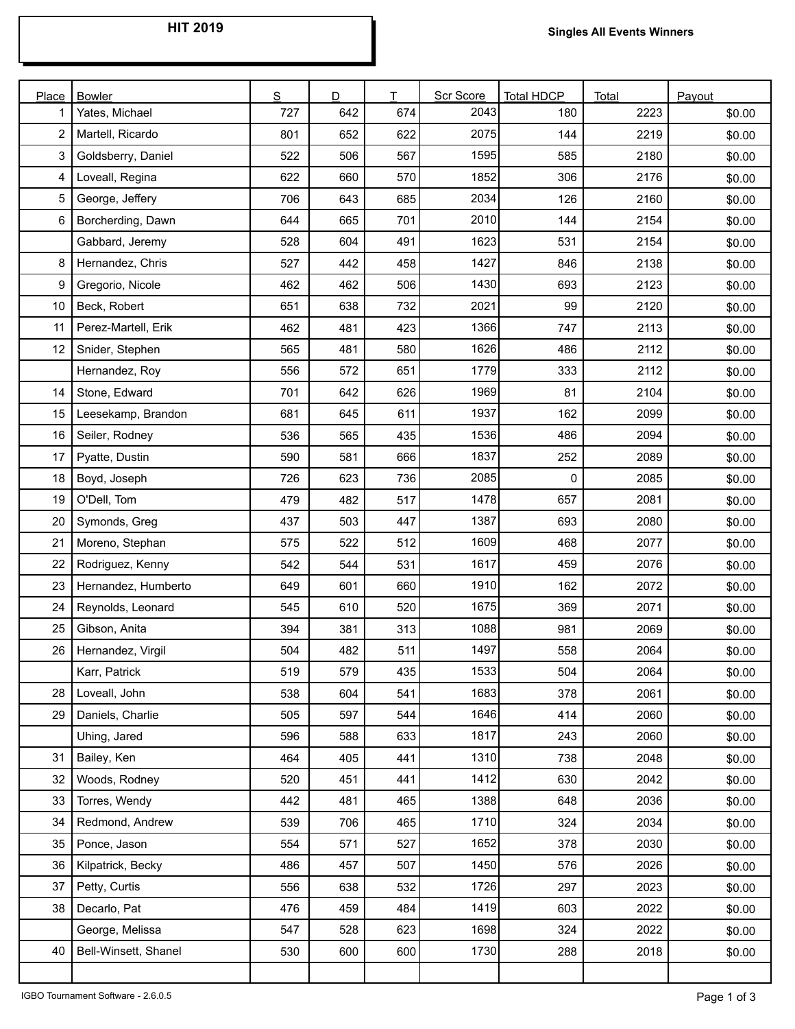# HIT 2019

**Singles All Events Winners**

| Place | Bowler | S | D | T | Scr Score | Total HDCP | Total | Payout |
|---|---|---|---|---|---|---|---|---|
| 1 | Yates, Michael | 727 | 642 | 674 | 2043 | 180 | 2223 | $0.00 |
| 2 | Martell, Ricardo | 801 | 652 | 622 | 2075 | 144 | 2219 | $0.00 |
| 3 | Goldsberry, Daniel | 522 | 506 | 567 | 1595 | 585 | 2180 | $0.00 |
| 4 | Loveall, Regina | 622 | 660 | 570 | 1852 | 306 | 2176 | $0.00 |
| 5 | George, Jeffery | 706 | 643 | 685 | 2034 | 126 | 2160 | $0.00 |
| 6 | Borcherding, Dawn | 644 | 665 | 701 | 2010 | 144 | 2154 | $0.00 |
| | Gabbard, Jeremy | 528 | 604 | 491 | 1623 | 531 | 2154 | $0.00 |
| 8 | Hernandez, Chris | 527 | 442 | 458 | 1427 | 846 | 2138 | $0.00 |
| 9 | Gregorio, Nicole | 462 | 462 | 506 | 1430 | 693 | 2123 | $0.00 |
| 10 | Beck, Robert | 651 | 638 | 732 | 2021 | 99 | 2120 | $0.00 |
| 11 | Perez-Martell, Erik | 462 | 481 | 423 | 1366 | 747 | 2113 | $0.00 |
| 12 | Snider, Stephen | 565 | 481 | 580 | 1626 | 486 | 2112 | $0.00 |
| | Hernandez, Roy | 556 | 572 | 651 | 1779 | 333 | 2112 | $0.00 |
| 14 | Stone, Edward | 701 | 642 | 626 | 1969 | 81 | 2104 | $0.00 |
| 15 | Leesekamp, Brandon | 681 | 645 | 611 | 1937 | 162 | 2099 | $0.00 |
| 16 | Seiler, Rodney | 536 | 565 | 435 | 1536 | 486 | 2094 | $0.00 |
| 17 | Pyatte, Dustin | 590 | 581 | 666 | 1837 | 252 | 2089 | $0.00 |
| 18 | Boyd, Joseph | 726 | 623 | 736 | 2085 | 0 | 2085 | $0.00 |
| 19 | O'Dell, Tom | 479 | 482 | 517 | 1478 | 657 | 2081 | $0.00 |
| 20 | Symonds, Greg | 437 | 503 | 447 | 1387 | 693 | 2080 | $0.00 |
| 21 | Moreno, Stephan | 575 | 522 | 512 | 1609 | 468 | 2077 | $0.00 |
| 22 | Rodriguez, Kenny | 542 | 544 | 531 | 1617 | 459 | 2076 | $0.00 |
| 23 | Hernandez, Humberto | 649 | 601 | 660 | 1910 | 162 | 2072 | $0.00 |
| 24 | Reynolds, Leonard | 545 | 610 | 520 | 1675 | 369 | 2071 | $0.00 |
| 25 | Gibson, Anita | 394 | 381 | 313 | 1088 | 981 | 2069 | $0.00 |
| 26 | Hernandez, Virgil | 504 | 482 | 511 | 1497 | 558 | 2064 | $0.00 |
| | Karr, Patrick | 519 | 579 | 435 | 1533 | 504 | 2064 | $0.00 |
| 28 | Loveall, John | 538 | 604 | 541 | 1683 | 378 | 2061 | $0.00 |
| 29 | Daniels, Charlie | 505 | 597 | 544 | 1646 | 414 | 2060 | $0.00 |
| | Uhing, Jared | 596 | 588 | 633 | 1817 | 243 | 2060 | $0.00 |
| 31 | Bailey, Ken | 464 | 405 | 441 | 1310 | 738 | 2048 | $0.00 |
| 32 | Woods, Rodney | 520 | 451 | 441 | 1412 | 630 | 2042 | $0.00 |
| 33 | Torres, Wendy | 442 | 481 | 465 | 1388 | 648 | 2036 | $0.00 |
| 34 | Redmond, Andrew | 539 | 706 | 465 | 1710 | 324 | 2034 | $0.00 |
| 35 | Ponce, Jason | 554 | 571 | 527 | 1652 | 378 | 2030 | $0.00 |
| 36 | Kilpatrick, Becky | 486 | 457 | 507 | 1450 | 576 | 2026 | $0.00 |
| 37 | Petty, Curtis | 556 | 638 | 532 | 1726 | 297 | 2023 | $0.00 |
| 38 | Decarlo, Pat | 476 | 459 | 484 | 1419 | 603 | 2022 | $0.00 |
| | George, Melissa | 547 | 528 | 623 | 1698 | 324 | 2022 | $0.00 |
| 40 | Bell-Winsett, Shanel | 530 | 600 | 600 | 1730 | 288 | 2018 | $0.00 |

IGBO Tournament Software - 2.6.0.5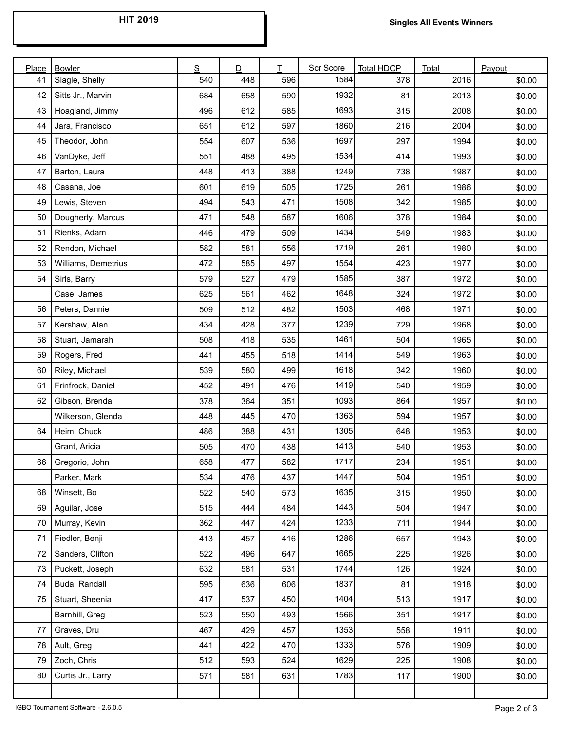# HIT 2019

**Singles All Events Winners**

| Place | Bowler | S | D | T | Scr Score | Total HDCP | Total | Payout |
|---|---|---|---|---|---|---|---|---|
| 41 | Slagle, Shelly | 540 | 448 | 596 | 1584 | 378 | 2016 | $0.00 |
| 42 | Sitts Jr., Marvin | 684 | 658 | 590 | 1932 | 81 | 2013 | $0.00 |
| 43 | Hoagland, Jimmy | 496 | 612 | 585 | 1693 | 315 | 2008 | $0.00 |
| 44 | Jara, Francisco | 651 | 612 | 597 | 1860 | 216 | 2004 | $0.00 |
| 45 | Theodor, John | 554 | 607 | 536 | 1697 | 297 | 1994 | $0.00 |
| 46 | VanDyke, Jeff | 551 | 488 | 495 | 1534 | 414 | 1993 | $0.00 |
| 47 | Barton, Laura | 448 | 413 | 388 | 1249 | 738 | 1987 | $0.00 |
| 48 | Casana, Joe | 601 | 619 | 505 | 1725 | 261 | 1986 | $0.00 |
| 49 | Lewis, Steven | 494 | 543 | 471 | 1508 | 342 | 1985 | $0.00 |
| 50 | Dougherty, Marcus | 471 | 548 | 587 | 1606 | 378 | 1984 | $0.00 |
| 51 | Rienks, Adam | 446 | 479 | 509 | 1434 | 549 | 1983 | $0.00 |
| 52 | Rendon, Michael | 582 | 581 | 556 | 1719 | 261 | 1980 | $0.00 |
| 53 | Williams, Demetrius | 472 | 585 | 497 | 1554 | 423 | 1977 | $0.00 |
| 54 | Sirls, Barry | 579 | 527 | 479 | 1585 | 387 | 1972 | $0.00 |
| | Case, James | 625 | 561 | 462 | 1648 | 324 | 1972 | $0.00 |
| 56 | Peters, Dannie | 509 | 512 | 482 | 1503 | 468 | 1971 | $0.00 |
| 57 | Kershaw, Alan | 434 | 428 | 377 | 1239 | 729 | 1968 | $0.00 |
| 58 | Stuart, Jamarah | 508 | 418 | 535 | 1461 | 504 | 1965 | $0.00 |
| 59 | Rogers, Fred | 441 | 455 | 518 | 1414 | 549 | 1963 | $0.00 |
| 60 | Riley, Michael | 539 | 580 | 499 | 1618 | 342 | 1960 | $0.00 |
| 61 | Frinfrock, Daniel | 452 | 491 | 476 | 1419 | 540 | 1959 | $0.00 |
| 62 | Gibson, Brenda | 378 | 364 | 351 | 1093 | 864 | 1957 | $0.00 |
| | Wilkerson, Glenda | 448 | 445 | 470 | 1363 | 594 | 1957 | $0.00 |
| 64 | Heim, Chuck | 486 | 388 | 431 | 1305 | 648 | 1953 | $0.00 |
| | Grant, Aricia | 505 | 470 | 438 | 1413 | 540 | 1953 | $0.00 |
| 66 | Gregorio, John | 658 | 477 | 582 | 1717 | 234 | 1951 | $0.00 |
| | Parker, Mark | 534 | 476 | 437 | 1447 | 504 | 1951 | $0.00 |
| 68 | Winsett, Bo | 522 | 540 | 573 | 1635 | 315 | 1950 | $0.00 |
| 69 | Aguilar, Jose | 515 | 444 | 484 | 1443 | 504 | 1947 | $0.00 |
| 70 | Murray, Kevin | 362 | 447 | 424 | 1233 | 711 | 1944 | $0.00 |
| 71 | Fiedler, Benji | 413 | 457 | 416 | 1286 | 657 | 1943 | $0.00 |
| 72 | Sanders, Clifton | 522 | 496 | 647 | 1665 | 225 | 1926 | $0.00 |
| 73 | Puckett, Joseph | 632 | 581 | 531 | 1744 | 126 | 1924 | $0.00 |
| 74 | Buda, Randall | 595 | 636 | 606 | 1837 | 81 | 1918 | $0.00 |
| 75 | Stuart, Sheenia | 417 | 537 | 450 | 1404 | 513 | 1917 | $0.00 |
| | Barnhill, Greg | 523 | 550 | 493 | 1566 | 351 | 1917 | $0.00 |
| 77 | Graves, Dru | 467 | 429 | 457 | 1353 | 558 | 1911 | $0.00 |
| 78 | Ault, Greg | 441 | 422 | 470 | 1333 | 576 | 1909 | $0.00 |
| 79 | Zoch, Chris | 512 | 593 | 524 | 1629 | 225 | 1908 | $0.00 |
| 80 | Curtis Jr., Larry | 571 | 581 | 631 | 1783 | 117 | 1900 | $0.00 |

IGBO Tournament Software - 2.6.0.5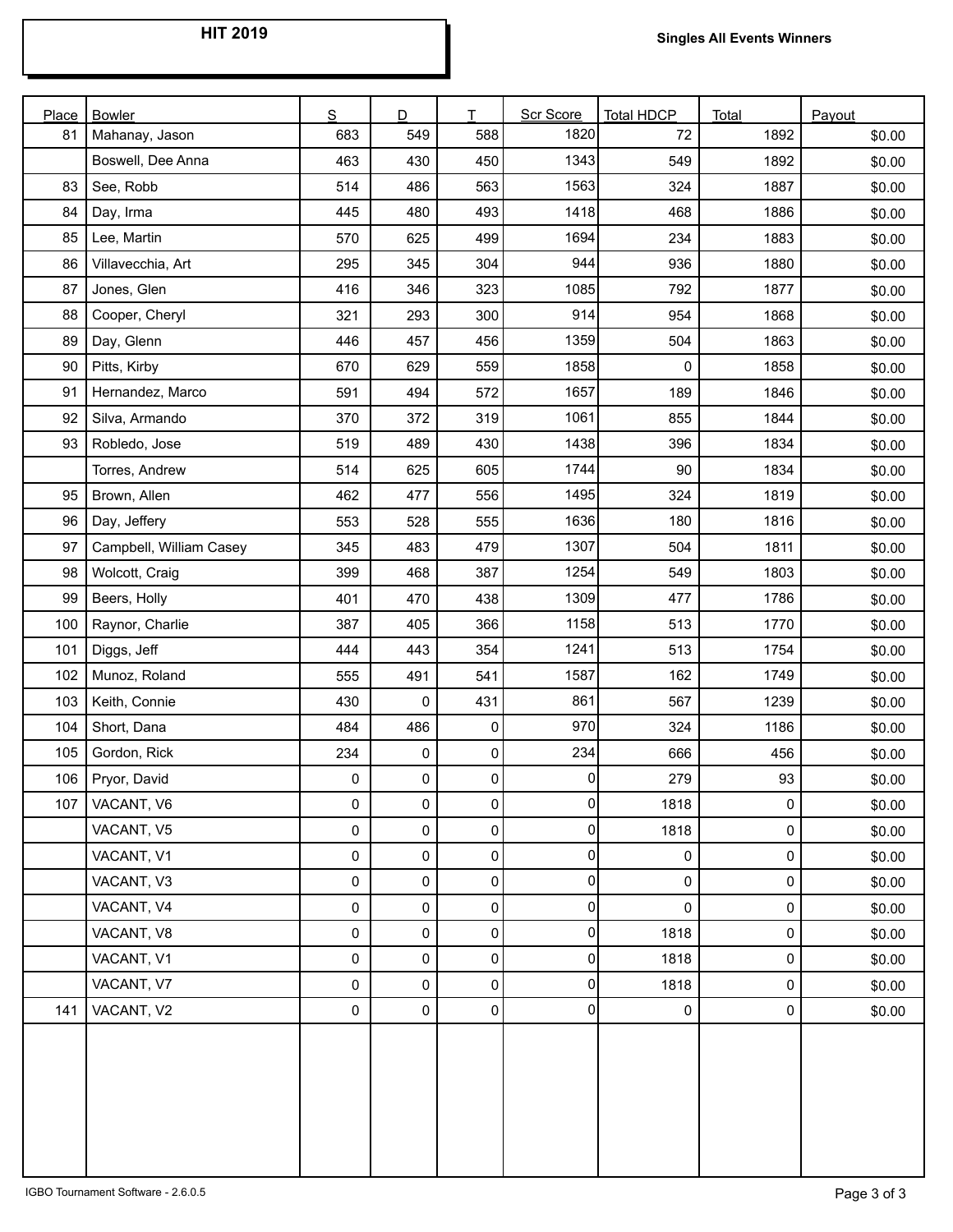# HIT 2019

**Singles All Events Winners**

| Place | Bowler | S | D | T | Scr Score | Total HDCP | Total | Payout |
|---|---|---|---|---|---|---|---|---|
| 81 | Mahanay, Jason | 683 | 549 | 588 | 1820 | 72 | 1892 | $0.00 |
| | Boswell, Dee Anna | 463 | 430 | 450 | 1343 | 549 | 1892 | $0.00 |
| 83 | See, Robb | 514 | 486 | 563 | 1563 | 324 | 1887 | $0.00 |
| 84 | Day, Irma | 445 | 480 | 493 | 1418 | 468 | 1886 | $0.00 |
| 85 | Lee, Martin | 570 | 625 | 499 | 1694 | 234 | 1883 | $0.00 |
| 86 | Villavecchia, Art | 295 | 345 | 304 | 944 | 936 | 1880 | $0.00 |
| 87 | Jones, Glen | 416 | 346 | 323 | 1085 | 792 | 1877 | $0.00 |
| 88 | Cooper, Cheryl | 321 | 293 | 300 | 914 | 954 | 1868 | $0.00 |
| 89 | Day, Glenn | 446 | 457 | 456 | 1359 | 504 | 1863 | $0.00 |
| 90 | Pitts, Kirby | 670 | 629 | 559 | 1858 | 0 | 1858 | $0.00 |
| 91 | Hernandez, Marco | 591 | 494 | 572 | 1657 | 189 | 1846 | $0.00 |
| 92 | Silva, Armando | 370 | 372 | 319 | 1061 | 855 | 1844 | $0.00 |
| 93 | Robledo, Jose | 519 | 489 | 430 | 1438 | 396 | 1834 | $0.00 |
| | Torres, Andrew | 514 | 625 | 605 | 1744 | 90 | 1834 | $0.00 |
| 95 | Brown, Allen | 462 | 477 | 556 | 1495 | 324 | 1819 | $0.00 |
| 96 | Day, Jeffery | 553 | 528 | 555 | 1636 | 180 | 1816 | $0.00 |
| 97 | Campbell, William Casey | 345 | 483 | 479 | 1307 | 504 | 1811 | $0.00 |
| 98 | Wolcott, Craig | 399 | 468 | 387 | 1254 | 549 | 1803 | $0.00 |
| 99 | Beers, Holly | 401 | 470 | 438 | 1309 | 477 | 1786 | $0.00 |
| 100 | Raynor, Charlie | 387 | 405 | 366 | 1158 | 513 | 1770 | $0.00 |
| 101 | Diggs, Jeff | 444 | 443 | 354 | 1241 | 513 | 1754 | $0.00 |
| 102 | Munoz, Roland | 555 | 491 | 541 | 1587 | 162 | 1749 | $0.00 |
| 103 | Keith, Connie | 430 | 0 | 431 | 861 | 567 | 1239 | $0.00 |
| 104 | Short, Dana | 484 | 486 | 0 | 970 | 324 | 1186 | $0.00 |
| 105 | Gordon, Rick | 234 | 0 | 0 | 234 | 666 | 456 | $0.00 |
| 106 | Pryor, David | 0 | 0 | 0 | 0 | 279 | 93 | $0.00 |
| 107 | VACANT, V6 | 0 | 0 | 0 | 0 | 1818 | 0 | $0.00 |
| | VACANT, V5 | 0 | 0 | 0 | 0 | 1818 | 0 | $0.00 |
| | VACANT, V1 | 0 | 0 | 0 | 0 | 0 | 0 | $0.00 |
| | VACANT, V3 | 0 | 0 | 0 | 0 | 0 | 0 | $0.00 |
| | VACANT, V4 | 0 | 0 | 0 | 0 | 0 | 0 | $0.00 |
| | VACANT, V8 | 0 | 0 | 0 | 0 | 1818 | 0 | $0.00 |
| | VACANT, V1 | 0 | 0 | 0 | 0 | 1818 | 0 | $0.00 |
| | VACANT, V7 | 0 | 0 | 0 | 0 | 1818 | 0 | $0.00 |
| 141 | VACANT, V2 | 0 | 0 | 0 | 0 | 0 | 0 | $0.00 |

IGBO Tournament Software - 2.6.0.5